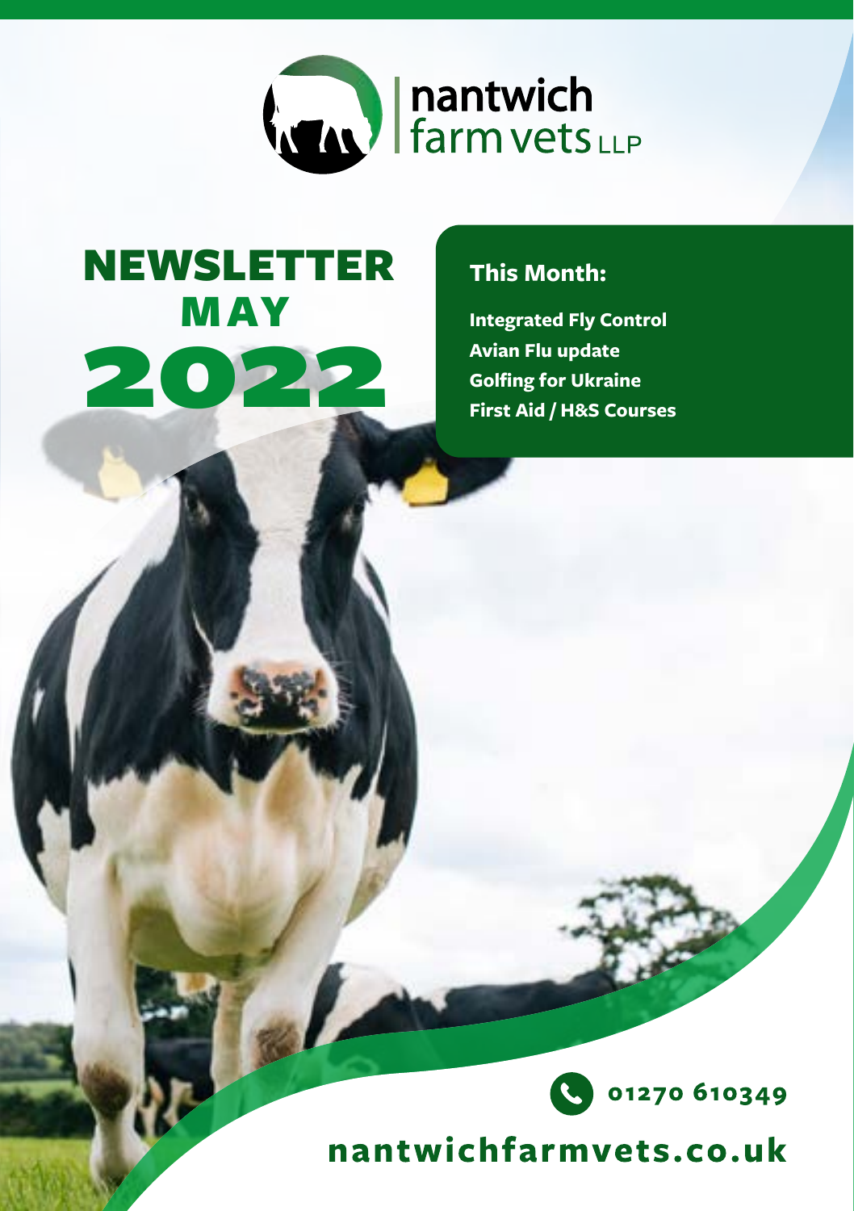nantwich farm vets LLP

# NEWSLETTER MAY 2022

## This Month:

**Integrated Fly Control**
**Avian Flu update**
**Golfing for Ukraine**
**First Aid / H&S Courses**

01270 610349

nantwichfarmvets.co.uk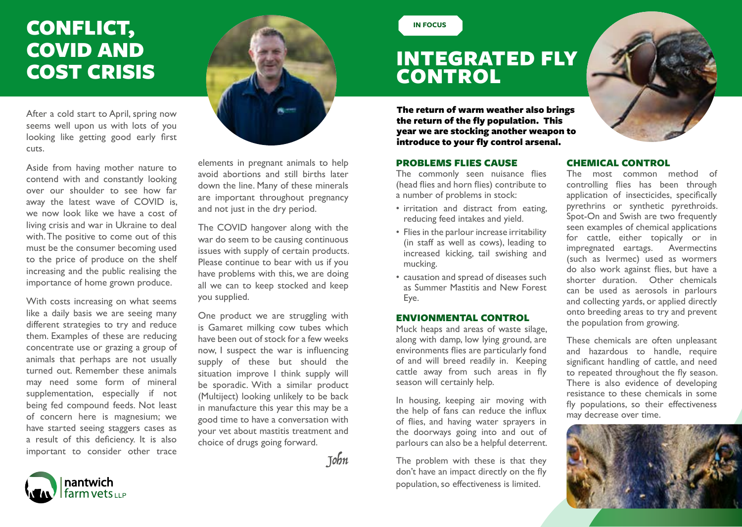# CONFLICT, COVID AND COST CRISIS

After a cold start to April, spring now seems well upon us with lots of you looking like getting good early first cuts.

Aside from having mother nature to contend with and constantly looking over our shoulder to see how far away the latest wave of COVID is, we now look like we have a cost of living crisis and war in Ukraine to deal with. The positive to come out of this must be the consumer becoming used to the price of produce on the shelf increasing and the public realising the importance of home grown produce.

With costs increasing on what seems like a daily basis we are seeing many different strategies to try and reduce them. Examples of these are reducing concentrate use or grazing a group of animals that perhaps are not usually turned out. Remember these animals may need some form of mineral supplementation, especially if not being fed compound feeds. Not least of concern here is magnesium; we have started seeing staggers cases as a result of this deficiency. It is also important to consider other trace elements in pregnant animals to help avoid abortions and still births later down the line. Many of these minerals are important throughout pregnancy and not just in the dry period.

The COVID hangover along with the war do seem to be causing continuous issues with supply of certain products. Please continue to bear with us if you have problems with this, we are doing all we can to keep stocked and keep you supplied.

One product we are struggling with is Gamaret milking cow tubes which have been out of stock for a few weeks now, I suspect the war is influencing supply of these but should the situation improve I think supply will be sporadic. With a similar product (Multiject) looking unlikely to be back in manufacture this year this may be a good time to have a conversation with your vet about mastitis treatment and choice of drugs going forward.

*John*

nantwich farm vets LLP

IN FOCUS

# INTEGRATED FLY CONTROL

**The return of warm weather also brings the return of the fly population. This year we are stocking another weapon to introduce to your fly control arsenal.**

## PROBLEMS FLIES CAUSE

The commonly seen nuisance flies (head flies and horn flies) contribute to a number of problems in stock:

- irritation and distract from eating, reducing feed intakes and yield.
- Flies in the parlour increase irritability (in staff as well as cows), leading to increased kicking, tail swishing and mucking.
- causation and spread of diseases such as Summer Mastitis and New Forest Eye.

## ENVIONMENTAL CONTROL

Muck heaps and areas of waste silage, along with damp, low lying ground, are environments flies are particularly fond of and will breed readily in. Keeping cattle away from such areas in fly season will certainly help.

In housing, keeping air moving with the help of fans can reduce the influx of flies, and having water sprayers in the doorways going into and out of parlours can also be a helpful deterrent.

The problem with these is that they don't have an impact directly on the fly population, so effectiveness is limited.

## CHEMICAL CONTROL

The most common method of controlling flies has been through application of insecticides, specifically pyrethrins or synthetic pyrethroids. Spot-On and Swish are two frequently seen examples of chemical applications for cattle, either topically or in impregnated eartags. Avermectins (such as Ivermec) used as wormers do also work against flies, but have a shorter duration. Other chemicals can be used as aerosols in parlours and collecting yards, or applied directly onto breeding areas to try and prevent the population from growing.

These chemicals are often unpleasant and hazardous to handle, require significant handling of cattle, and need to repeated throughout the fly season. There is also evidence of developing resistance to these chemicals in some fly populations, so their effectiveness may decrease over time.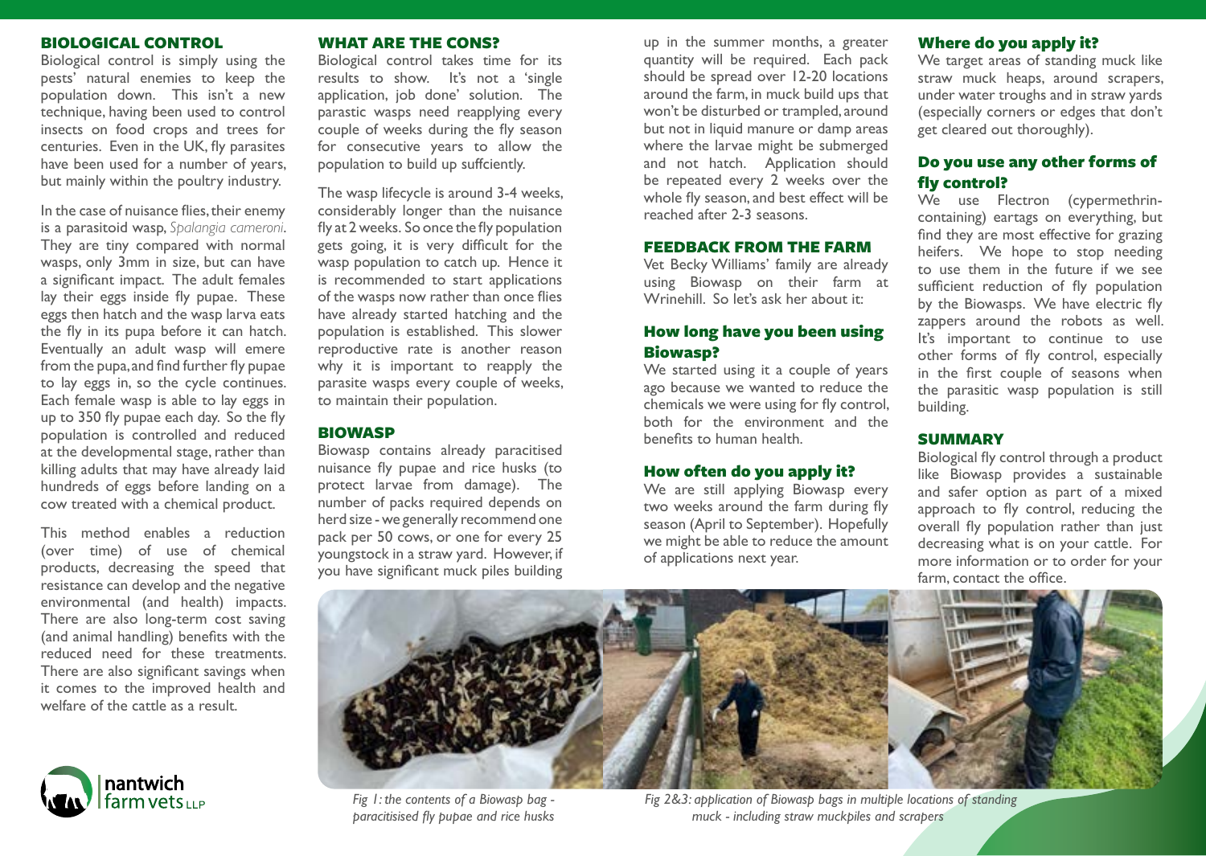## BIOLOGICAL CONTROL

Biological control is simply using the pests' natural enemies to keep the population down. This isn't a new technique, having been used to control insects on food crops and trees for centuries. Even in the UK, fly parasites have been used for a number of years, but mainly within the poultry industry.

In the case of nuisance flies, their enemy is a parasitoid wasp, *Spalangia cameroni*. They are tiny compared with normal wasps, only 3mm in size, but can have a significant impact. The adult females lay their eggs inside fly pupae. These eggs then hatch and the wasp larva eats the fly in its pupa before it can hatch. Eventually an adult wasp will emere from the pupa, and find further fly pupae to lay eggs in, so the cycle continues. Each female wasp is able to lay eggs in up to 350 fly pupae each day. So the fly population is controlled and reduced at the developmental stage, rather than killing adults that may have already laid hundreds of eggs before landing on a cow treated with a chemical product.

This method enables a reduction (over time) of use of chemical products, decreasing the speed that resistance can develop and the negative environmental (and health) impacts. There are also long-term cost saving (and animal handling) benefits with the reduced need for these treatments. There are also significant savings when it comes to the improved health and welfare of the cattle as a result.

## WHAT ARE THE CONS?

Biological control takes time for its results to show. It's not a 'single application, job done' solution. The parastic wasps need reapplying every couple of weeks during the fly season for consecutive years to allow the population to build up suffciently.

The wasp lifecycle is around 3-4 weeks, considerably longer than the nuisance fly at 2 weeks. So once the fly population gets going, it is very difficult for the wasp population to catch up. Hence it is recommended to start applications of the wasps now rather than once flies have already started hatching and the population is established. This slower reproductive rate is another reason why it is important to reapply the parasite wasps every couple of weeks, to maintain their population.

## BIOWASP

Biowasp contains already paracitised nuisance fly pupae and rice husks (to protect larvae from damage). The number of packs required depends on herd size - we generally recommend one pack per 50 cows, or one for every 25 youngstock in a straw yard. However, if you have significant muck piles building up in the summer months, a greater quantity will be required. Each pack should be spread over 12-20 locations around the farm, in muck build ups that won't be disturbed or trampled, around but not in liquid manure or damp areas where the larvae might be submerged and not hatch. Application should be repeated every 2 weeks over the whole fly season, and best effect will be reached after 2-3 seasons.

## FEEDBACK FROM THE FARM

Vet Becky Williams' family are already using Biowasp on their farm at Wrinehill. So let's ask her about it:

### How long have you been using Biowasp?

We started using it a couple of years ago because we wanted to reduce the chemicals we were using for fly control, both for the environment and the benefits to human health.

### How often do you apply it?

We are still applying Biowasp every two weeks around the farm during fly season (April to September). Hopefully we might be able to reduce the amount of applications next year.

### Where do you apply it?

We target areas of standing muck like straw muck heaps, around scrapers, under water troughs and in straw yards (especially corners or edges that don't get cleared out thoroughly).

### Do you use any other forms of fly control?

We use Flectron (cypermethrin-containing) eartags on everything, but find they are most effective for grazing heifers. We hope to stop needing to use them in the future if we see sufficient reduction of fly population by the Biowasps. We have electric fly zappers around the robots as well. It's important to continue to use other forms of fly control, especially in the first couple of seasons when the parasitic wasp population is still building.

## SUMMARY

Biological fly control through a product like Biowasp provides a sustainable and safer option as part of a mixed approach to fly control, reducing the overall fly population rather than just decreasing what is on your cattle. For more information or to order for your farm, contact the office.

*Fig 1: the contents of a Biowasp bag - paracitisised fly pupae and rice husks*

*Fig 2&3: application of Biowasp bags in multiple locations of standing muck - including straw muckpiles and scrapers*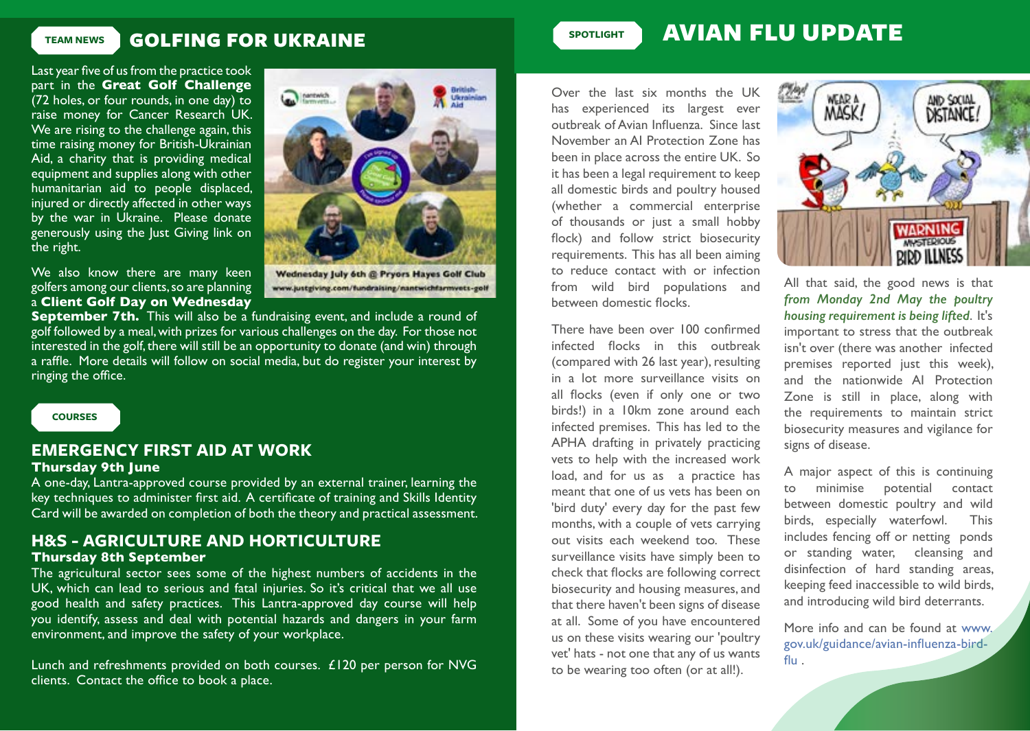TEAM NEWS

## GOLFING FOR UKRAINE

Last year five of us from the practice took part in the **Great Golf Challenge** (72 holes, or four rounds, in one day) to raise money for Cancer Research UK. We are rising to the challenge again, this time raising money for British-Ukrainian Aid, a charity that is providing medical equipment and supplies along with other humanitarian aid to people displaced, injured or directly affected in other ways by the war in Ukraine. Please donate generously using the Just Giving link on the right.

Wednesday July 6th @ Pryors Hayes Golf Club
www.justgiving.com/fundraising/nantwichfarmvets-golf

We also know there are many keen golfers among our clients, so are planning a **Client Golf Day on Wednesday September 7th.** This will also be a fundraising event, and include a round of golf followed by a meal, with prizes for various challenges on the day. For those not interested in the golf, there will still be an opportunity to donate (and win) through a raffle. More details will follow on social media, but do register your interest by ringing the office.

COURSES

## EMERGENCY FIRST AID AT WORK

**Thursday 9th June**

A one-day, Lantra-approved course provided by an external trainer, learning the key techniques to administer first aid. A certificate of training and Skills Identity Card will be awarded on completion of both the theory and practical assessment.

## H&S - AGRICULTURE AND HORTICULTURE

**Thursday 8th September**

The agricultural sector sees some of the highest numbers of accidents in the UK, which can lead to serious and fatal injuries. So it's critical that we all use good health and safety practices. This Lantra-approved day course will help you identify, assess and deal with potential hazards and dangers in your farm environment, and improve the safety of your workplace.

Lunch and refreshments provided on both courses. £120 per person for NVG clients. Contact the office to book a place.

SPOTLIGHT

## AVIAN FLU UPDATE

Over the last six months the UK has experienced its largest ever outbreak of Avian Influenza. Since last November an AI Protection Zone has been in place across the entire UK. So it has been a legal requirement to keep all domestic birds and poultry housed (whether a commercial enterprise of thousands or just a small hobby flock) and follow strict biosecurity requirements. This has all been aiming to reduce contact with or infection from wild bird populations and between domestic flocks.

There have been over 100 confirmed infected flocks in this outbreak (compared with 26 last year), resulting in a lot more surveillance visits on all flocks (even if only one or two birds!) in a 10km zone around each infected premises. This has led to the APHA drafting in privately practicing vets to help with the increased work load, and for us as a practice has meant that one of us vets has been on 'bird duty' every day for the past few months, with a couple of vets carrying out visits each weekend too. These surveillance visits have simply been to check that flocks are following correct biosecurity and housing measures, and that there haven't been signs of disease at all. Some of you have encountered us on these visits wearing our 'poultry vet' hats - not one that any of us wants to be wearing too often (or at all!).

All that said, the good news is that *from Monday 2nd May the poultry housing requirement is being lifted*. It's important to stress that the outbreak isn't over (there was another infected premises reported just this week), and the nationwide AI Protection Zone is still in place, along with the requirements to maintain strict biosecurity measures and vigilance for signs of disease.

A major aspect of this is continuing to minimise potential contact between domestic poultry and wild birds, especially waterfowl. This includes fencing off or netting ponds or standing water, cleansing and disinfection of hard standing areas, keeping feed inaccessible to wild birds, and introducing wild bird deterrants.

More info and can be found at www.gov.uk/guidance/avian-influenza-bird-flu .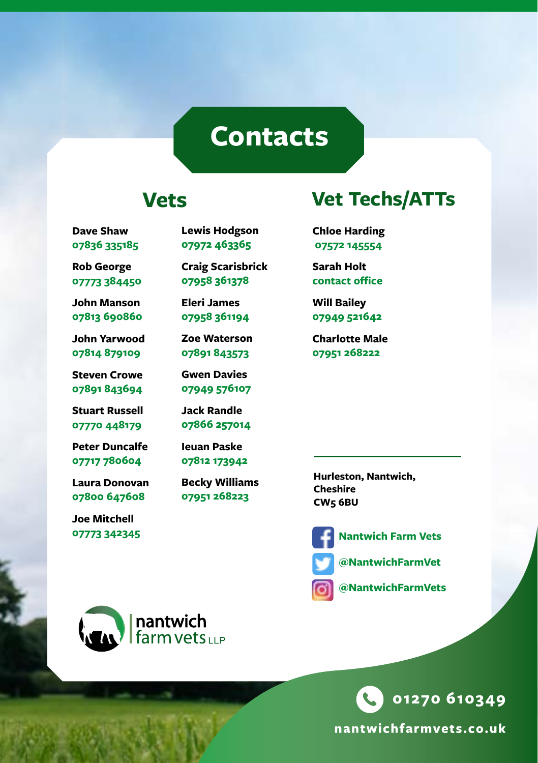# Contacts

## Vets

**Dave Shaw**
07836 335185

**Rob George**
07773 384450

**John Manson**
07813 690860

**John Yarwood**
07814 879109

**Steven Crowe**
07891 843694

**Stuart Russell**
07770 448179

**Peter Duncalfe**
07717 780604

**Laura Donovan**
07800 647608

**Joe Mitchell**
07773 342345

**Lewis Hodgson**
07972 463365

**Craig Scarisbrick**
07958 361378

**Eleri James**
07958 361194

**Zoe Waterson**
07891 843573

**Gwen Davies**
07949 576107

**Jack Randle**
07866 257014

**Ieuan Paske**
07812 173942

**Becky Williams**
07951 268223

## Vet Techs/ATTs

**Chloe Harding**
07572 145554

**Sarah Holt**
contact office

**Will Bailey**
07949 521642

**Charlotte Male**
07951 268222

---

**Hurleston, Nantwich,**
**Cheshire**
**CW5 6BU**

Nantwich Farm Vets

@NantwichFarmVet

@NantwichFarmVets

nantwich farm vets LLP

01270 610349

nantwichfarmvets.co.uk